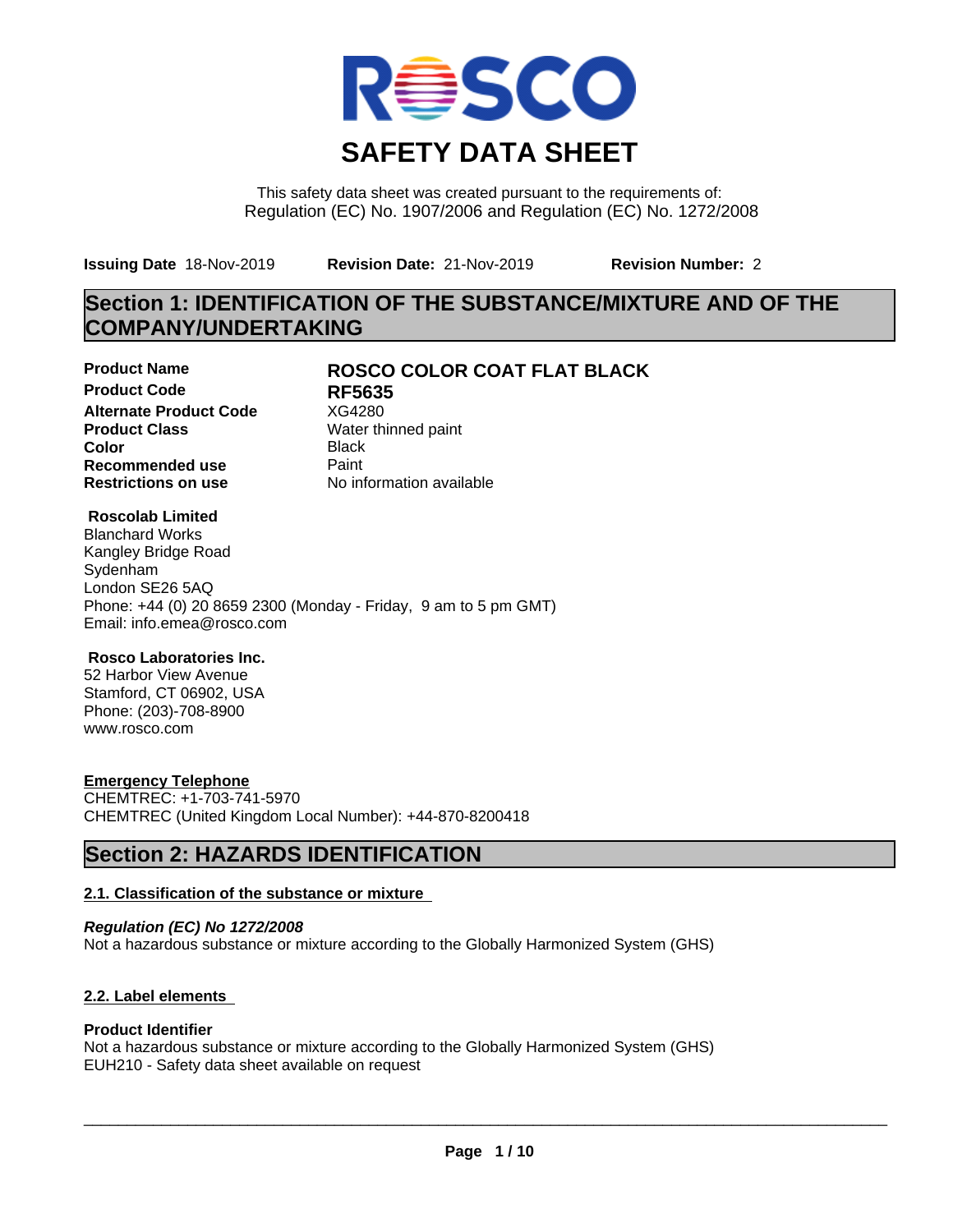# SAFETY DATA SHEET

This safety data sheet was created pursuant to the requirements of:
Regulation (EC) No. 1907/2006 and Regulation (EC) No. 1272/2008

**Issuing Date** 18-Nov-2019 **Revision Date:** 21-Nov-2019 **Revision Number:** 2

## Section 1: IDENTIFICATION OF THE SUBSTANCE/MIXTURE AND OF THE COMPANY/UNDERTAKING

| | |
|---|---|
| **Product Name** | **ROSCO COLOR COAT FLAT BLACK** |
| **Product Code** | **RF5635** |
| **Alternate Product Code** | XG4280 |
| **Product Class** | Water thinned paint |
| **Color** | Black |
| **Recommended use** | Paint |
| **Restrictions on use** | No information available |

**Roscolab Limited**
Blanchard Works
Kangley Bridge Road
Sydenham
London SE26 5AQ
Phone: +44 (0) 20 8659 2300 (Monday - Friday, 9 am to 5 pm GMT)
Email: info.emea@rosco.com

**Rosco Laboratories Inc.**
52 Harbor View Avenue
Stamford, CT 06902, USA
Phone: (203)-708-8900
www.rosco.com

**Emergency Telephone**
CHEMTREC: +1-703-741-5970
CHEMTREC (United Kingdom Local Number): +44-870-8200418

## Section 2: HAZARDS IDENTIFICATION

### 2.1. Classification of the substance or mixture

***Regulation (EC) No 1272/2008***
Not a hazardous substance or mixture according to the Globally Harmonized System (GHS)

### 2.2. Label elements

**Product Identifier**
Not a hazardous substance or mixture according to the Globally Harmonized System (GHS)
EUH210 - Safety data sheet available on request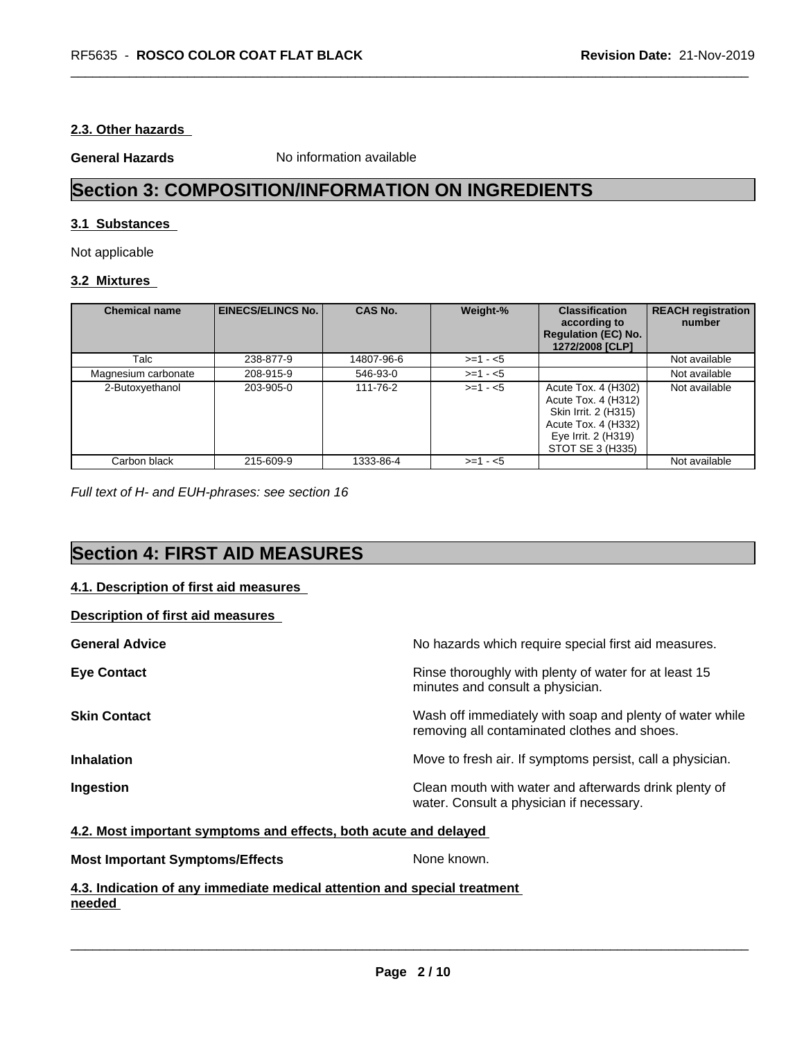### 2.3. Other hazards

**General Hazards** No information available

## Section 3: COMPOSITION/INFORMATION ON INGREDIENTS

### 3.1 Substances

Not applicable

### 3.2 Mixtures

| Chemical name | EINECS/ELINCS No. | CAS No. | Weight-% | Classification according to Regulation (EC) No. 1272/2008 [CLP] | REACH registration number |
|---|---|---|---|---|---|
| Talc | 238-877-9 | 14807-96-6 | >=1 - <5 | | Not available |
| Magnesium carbonate | 208-915-9 | 546-93-0 | >=1 - <5 | | Not available |
| 2-Butoxyethanol | 203-905-0 | 111-76-2 | >=1 - <5 | Acute Tox. 4 (H302)<br>Acute Tox. 4 (H312)<br>Skin Irrit. 2 (H315)<br>Acute Tox. 4 (H332)<br>Eye Irrit. 2 (H319)<br>STOT SE 3 (H335) | Not available |
| Carbon black | 215-609-9 | 1333-86-4 | >=1 - <5 | | Not available |

*Full text of H- and EUH-phrases: see section 16*

## Section 4: FIRST AID MEASURES

### 4.1. Description of first aid measures

**Description of first aid measures**

**General Advice** No hazards which require special first aid measures.

**Eye Contact** Rinse thoroughly with plenty of water for at least 15 minutes and consult a physician.

**Skin Contact** Wash off immediately with soap and plenty of water while removing all contaminated clothes and shoes.

**Inhalation** Move to fresh air. If symptoms persist, call a physician.

**Ingestion** Clean mouth with water and afterwards drink plenty of water. Consult a physician if necessary.

### 4.2. Most important symptoms and effects, both acute and delayed

**Most Important Symptoms/Effects** None known.

### 4.3. Indication of any immediate medical attention and special treatment needed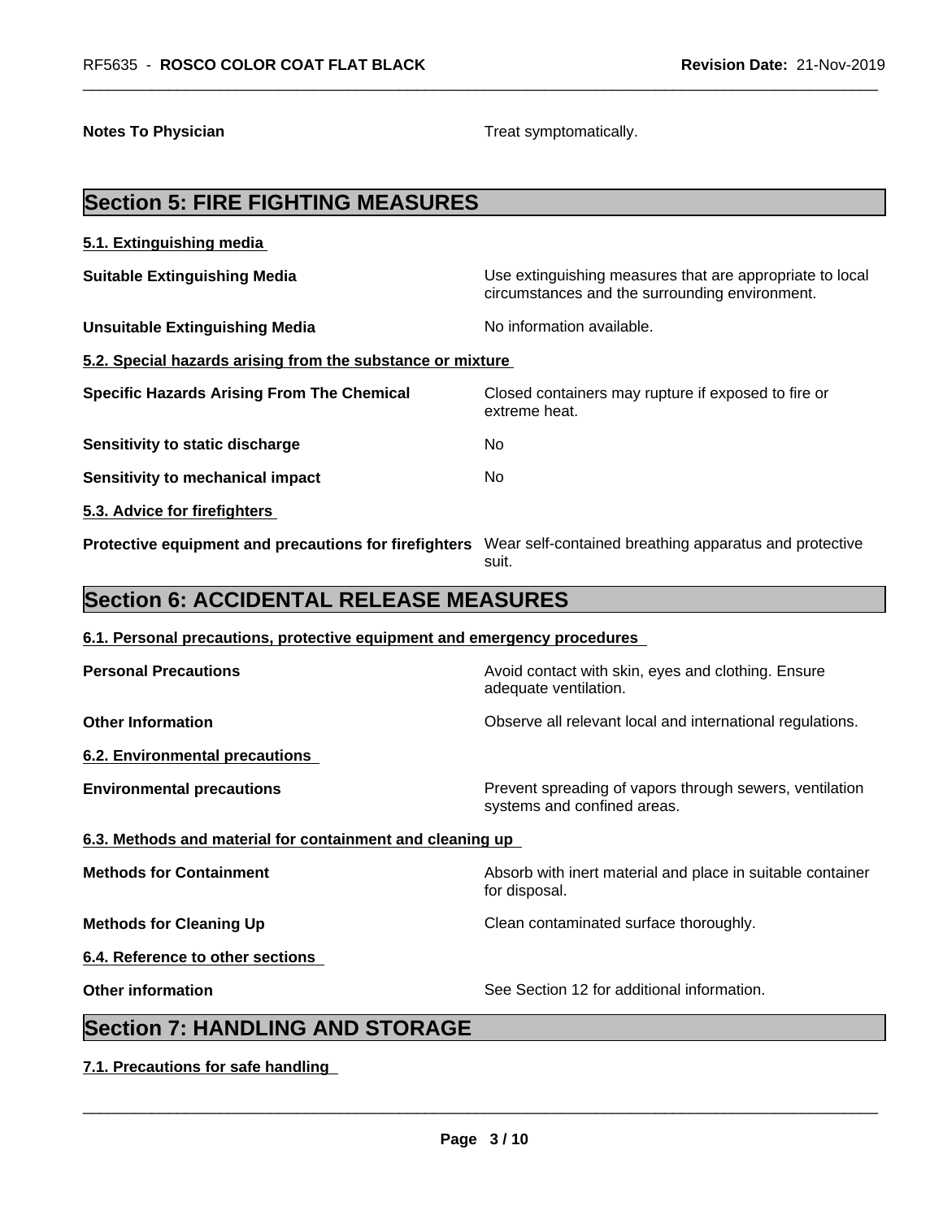**Notes To Physician** Treat symptomatically.

## Section 5: FIRE FIGHTING MEASURES

### 5.1. Extinguishing media

**Suitable Extinguishing Media** Use extinguishing measures that are appropriate to local circumstances and the surrounding environment.

**Unsuitable Extinguishing Media** No information available.

### 5.2. Special hazards arising from the substance or mixture

**Specific Hazards Arising From The Chemical** Closed containers may rupture if exposed to fire or extreme heat.

**Sensitivity to static discharge** No

**Sensitivity to mechanical impact** No

### 5.3. Advice for firefighters

**Protective equipment and precautions for firefighters** Wear self-contained breathing apparatus and protective suit.

## Section 6: ACCIDENTAL RELEASE MEASURES

### 6.1. Personal precautions, protective equipment and emergency procedures

**Personal Precautions** Avoid contact with skin, eyes and clothing. Ensure adequate ventilation.

**Other Information** Observe all relevant local and international regulations.

### 6.2. Environmental precautions

**Environmental precautions** Prevent spreading of vapors through sewers, ventilation systems and confined areas.

### 6.3. Methods and material for containment and cleaning up

**Methods for Containment** Absorb with inert material and place in suitable container for disposal.

**Methods for Cleaning Up** Clean contaminated surface thoroughly.

### 6.4. Reference to other sections

**Other information** See Section 12 for additional information.

## Section 7: HANDLING AND STORAGE

### 7.1. Precautions for safe handling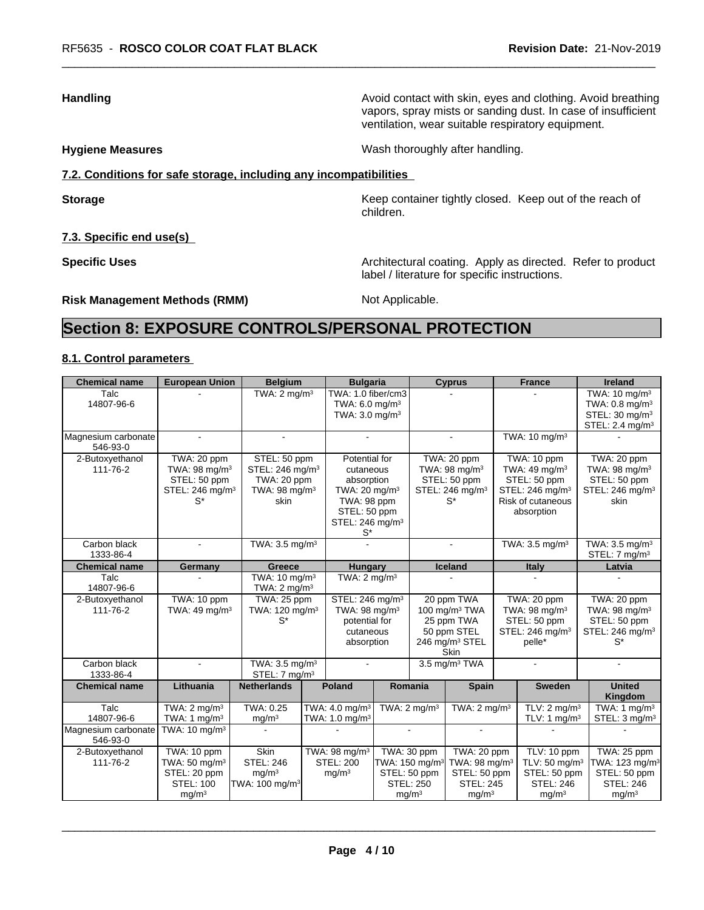**Handling** — Avoid contact with skin, eyes and clothing. Avoid breathing vapors, spray mists or sanding dust. In case of insufficient ventilation, wear suitable respiratory equipment.

**Hygiene Measures** — Wash thoroughly after handling.

### 7.2. Conditions for safe storage, including any incompatibilities

**Storage** — Keep container tightly closed. Keep out of the reach of children.

### 7.3. Specific end use(s)

**Specific Uses** — Architectural coating. Apply as directed. Refer to product label / literature for specific instructions.

**Risk Management Methods (RMM)** — Not Applicable.

# Section 8: EXPOSURE CONTROLS/PERSONAL PROTECTION

### 8.1. Control parameters

| Chemical name | European Union | Belgium | Bulgaria | Cyprus | France | Ireland |
|---|---|---|---|---|---|---|
| Talc 14807-96-6 | - | TWA: 2 mg/m³ | TWA: 1.0 fiber/cm3 TWA: 6.0 mg/m³ TWA: 3.0 mg/m³ | - | - | TWA: 10 mg/m³ TWA: 0.8 mg/m³ STEL: 30 mg/m³ STEL: 2.4 mg/m³ |
| Magnesium carbonate 546-93-0 | - | - | - | - | TWA: 10 mg/m³ | - |
| 2-Butoxyethanol 111-76-2 | TWA: 20 ppm TWA: 98 mg/m³ STEL: 50 ppm STEL: 246 mg/m³ S* | STEL: 50 ppm STEL: 246 mg/m³ TWA: 20 ppm TWA: 98 mg/m³ skin | Potential for cutaneous absorption TWA: 20 mg/m³ TWA: 98 ppm STEL: 50 ppm STEL: 246 mg/m³ S* | TWA: 20 ppm TWA: 98 mg/m³ STEL: 50 ppm STEL: 246 mg/m³ S* | TWA: 10 ppm TWA: 49 mg/m³ STEL: 50 ppm STEL: 246 mg/m³ Risk of cutaneous absorption | TWA: 20 ppm TWA: 98 mg/m³ STEL: 50 ppm STEL: 246 mg/m³ skin |
| Carbon black 1333-86-4 | - | TWA: 3.5 mg/m³ | - | - | TWA: 3.5 mg/m³ | TWA: 3.5 mg/m³ STEL: 7 mg/m³ |

| Chemical name | Germany | Greece | Hungary | Iceland | Italy | Latvia |
|---|---|---|---|---|---|---|
| Talc 14807-96-6 | - | TWA: 10 mg/m³ TWA: 2 mg/m³ | TWA: 2 mg/m³ | - | - | - |
| 2-Butoxyethanol 111-76-2 | TWA: 10 ppm TWA: 49 mg/m³ | TWA: 25 ppm TWA: 120 mg/m³ S* | STEL: 246 mg/m³ TWA: 98 mg/m³ potential for cutaneous absorption | 20 ppm TWA 100 mg/m³ TWA 25 ppm TWA 50 ppm STEL 246 mg/m³ STEL Skin | TWA: 20 ppm TWA: 98 mg/m³ STEL: 50 ppm STEL: 246 mg/m³ pelle* | TWA: 20 ppm TWA: 98 mg/m³ STEL: 50 ppm STEL: 246 mg/m³ S* |
| Carbon black 1333-86-4 | - | TWA: 3.5 mg/m³ STEL: 7 mg/m³ | - | 3.5 mg/m³ TWA | - | - |

| Chemical name | Lithuania | Netherlands | Poland | Romania | Spain | Sweden | United Kingdom |
|---|---|---|---|---|---|---|---|
| Talc 14807-96-6 | TWA: 2 mg/m³ TWA: 1 mg/m³ | TWA: 0.25 mg/m³ | TWA: 4.0 mg/m³ TWA: 1.0 mg/m³ | TWA: 2 mg/m³ | TWA: 2 mg/m³ | TLV: 2 mg/m³ TLV: 1 mg/m³ | TWA: 1 mg/m³ STEL: 3 mg/m³ |
| Magnesium carbonate 546-93-0 | TWA: 10 mg/m³ | - | - | - | - | - | - |
| 2-Butoxyethanol 111-76-2 | TWA: 10 ppm TWA: 50 mg/m³ STEL: 20 ppm STEL: 100 mg/m³ | Skin STEL: 246 mg/m³ TWA: 100 mg/m³ | TWA: 98 mg/m³ STEL: 200 mg/m³ | TWA: 30 ppm TWA: 150 mg/m³ STEL: 50 ppm STEL: 250 mg/m³ | TWA: 20 ppm TWA: 98 mg/m³ STEL: 50 ppm STEL: 245 mg/m³ | TLV: 10 ppm TLV: 50 mg/m³ STEL: 50 ppm STEL: 246 mg/m³ | TWA: 25 ppm TWA: 123 mg/m³ STEL: 50 ppm STEL: 246 mg/m³ |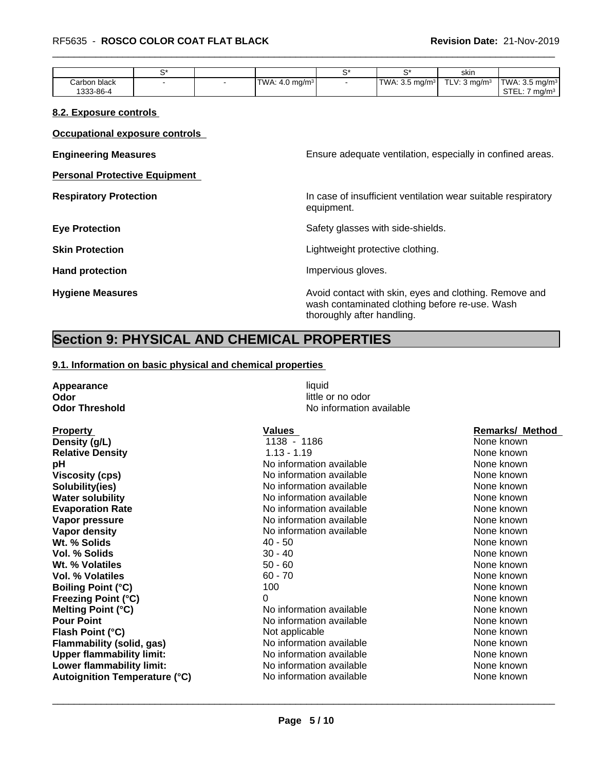|  | S* |  |  | S* | S* | skin |  |
|---|---|---|---|---|---|---|---|
| Carbon black 1333-86-4 | - | - | TWA: 4.0 mg/m³ | - | TWA: 3.5 mg/m³ | TLV: 3 mg/m³ | TWA: 3.5 mg/m³ STEL: 7 mg/m³ |

### 8.2. Exposure controls

**Occupational exposure controls**

**Engineering Measures** Ensure adequate ventilation, especially in confined areas.

**Personal Protective Equipment**

**Respiratory Protection** In case of insufficient ventilation wear suitable respiratory equipment.

**Eye Protection** Safety glasses with side-shields.

**Skin Protection** Lightweight protective clothing.

**Hand protection** Impervious gloves.

**Hygiene Measures** Avoid contact with skin, eyes and clothing. Remove and wash contaminated clothing before re-use. Wash thoroughly after handling.

## Section 9: PHYSICAL AND CHEMICAL PROPERTIES

### 9.1. Information on basic physical and chemical properties

**Appearance** liquid
**Odor** little or no odor
**Odor Threshold** No information available

| Property | Values | Remarks/ Method |
|---|---|---|
| **Density (g/L)** | 1138 - 1186 | None known |
| **Relative Density** | 1.13 - 1.19 | None known |
| **pH** | No information available | None known |
| **Viscosity (cps)** | No information available | None known |
| **Solubility(ies)** | No information available | None known |
| **Water solubility** | No information available | None known |
| **Evaporation Rate** | No information available | None known |
| **Vapor pressure** | No information available | None known |
| **Vapor density** | No information available | None known |
| **Wt. % Solids** | 40 - 50 | None known |
| **Vol. % Solids** | 30 - 40 | None known |
| **Wt. % Volatiles** | 50 - 60 | None known |
| **Vol. % Volatiles** | 60 - 70 | None known |
| **Boiling Point (°C)** | 100 | None known |
| **Freezing Point (°C)** | 0 | None known |
| **Melting Point (°C)** | No information available | None known |
| **Pour Point** | No information available | None known |
| **Flash Point (°C)** | Not applicable | None known |
| **Flammability (solid, gas)** | No information available | None known |
| **Upper flammability limit:** | No information available | None known |
| **Lower flammability limit:** | No information available | None known |
| **Autoignition Temperature (°C)** | No information available | None known |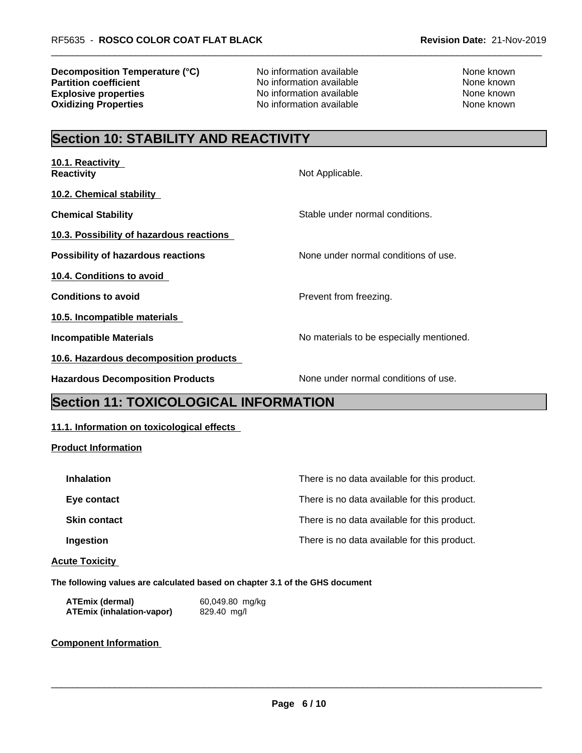| | | |
|---|---|---|
| **Decomposition Temperature (°C)** | No information available | None known |
| **Partition coefficient** | No information available | None known |
| **Explosive properties** | No information available | None known |
| **Oxidizing Properties** | No information available | None known |

## Section 10: STABILITY AND REACTIVITY

**10.1. Reactivity**

**Reactivity** Not Applicable.

**10.2. Chemical stability**

**Chemical Stability** Stable under normal conditions.

**10.3. Possibility of hazardous reactions**

**Possibility of hazardous reactions** None under normal conditions of use.

**10.4. Conditions to avoid**

**Conditions to avoid** Prevent from freezing.

**10.5. Incompatible materials**

**Incompatible Materials** No materials to be especially mentioned.

**10.6. Hazardous decomposition products**

**Hazardous Decomposition Products** None under normal conditions of use.

## Section 11: TOXICOLOGICAL INFORMATION

**11.1. Information on toxicological effects**

**Product Information**

**Inhalation** There is no data available for this product.

**Eye contact** There is no data available for this product.

**Skin contact** There is no data available for this product.

**Ingestion** There is no data available for this product.

**Acute Toxicity**

**The following values are calculated based on chapter 3.1 of the GHS document**

**ATEmix (dermal)** 60,049.80 mg/kg
**ATEmix (inhalation-vapor)** 829.40 mg/l

**Component Information**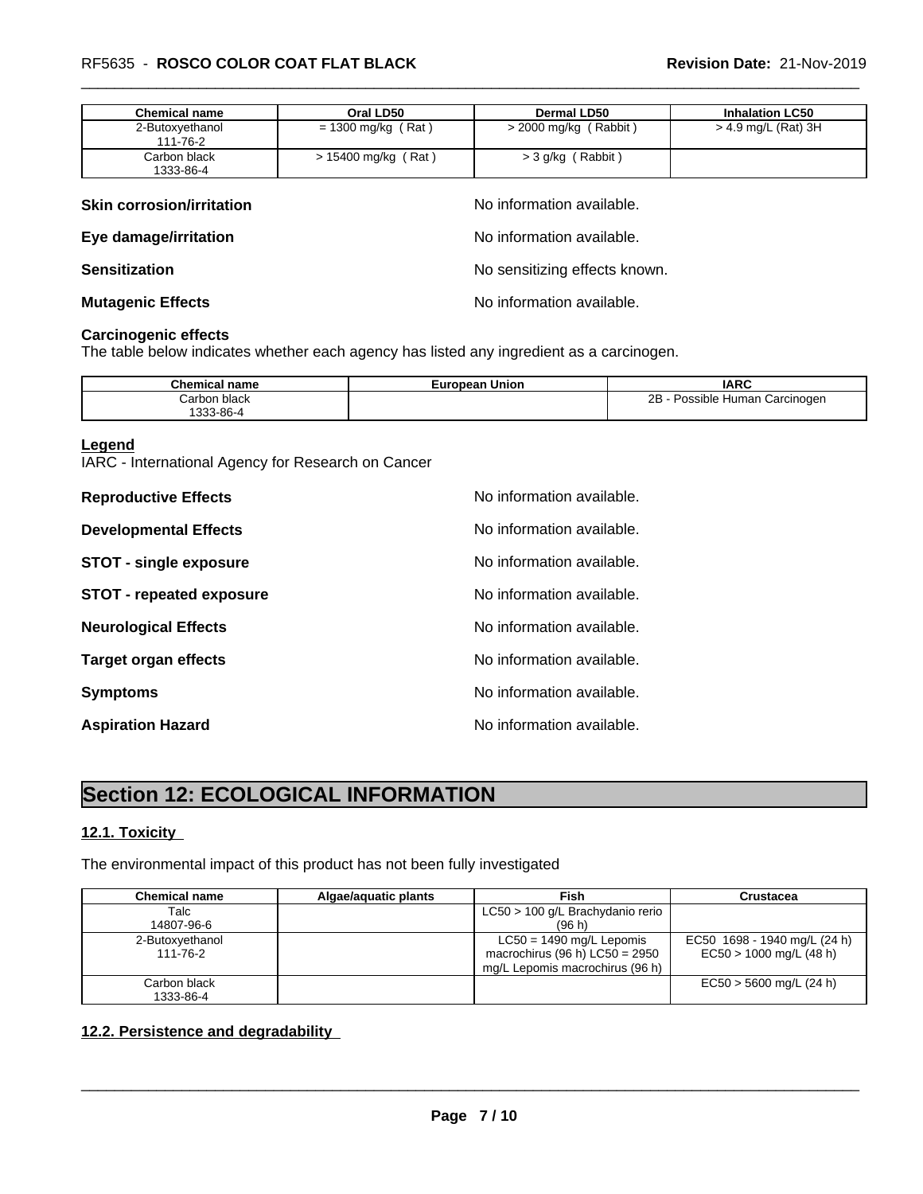| Chemical name | Oral LD50 | Dermal LD50 | Inhalation LC50 |
|---|---|---|---|
| 2-Butoxyethanol<br>111-76-2 | = 1300 mg/kg ( Rat ) | > 2000 mg/kg ( Rabbit ) | > 4.9 mg/L (Rat) 3H |
| Carbon black<br>1333-86-4 | > 15400 mg/kg ( Rat ) | > 3 g/kg ( Rabbit ) | |

**Skin corrosion/irritation** No information available.

**Eye damage/irritation** No information available.

**Sensitization** No sensitizing effects known.

**Mutagenic Effects** No information available.

**Carcinogenic effects**

The table below indicates whether each agency has listed any ingredient as a carcinogen.

| Chemical name | European Union | IARC |
|---|---|---|
| Carbon black<br>1333-86-4 | | 2B - Possible Human Carcinogen |

**Legend**

IARC - International Agency for Research on Cancer

**Reproductive Effects** No information available.

**Developmental Effects** No information available.

**STOT - single exposure** No information available.

**STOT - repeated exposure** No information available.

**Neurological Effects** No information available.

**Target organ effects** No information available.

**Symptoms** No information available.

**Aspiration Hazard** No information available.

# Section 12: ECOLOGICAL INFORMATION

## 12.1. Toxicity

The environmental impact of this product has not been fully investigated

| Chemical name | Algae/aquatic plants | Fish | Crustacea |
|---|---|---|---|
| Talc<br>14807-96-6 | | LC50 > 100 g/L Brachydanio rerio (96 h) | |
| 2-Butoxyethanol<br>111-76-2 | | LC50 = 1490 mg/L Lepomis macrochirus (96 h) LC50 = 2950 mg/L Lepomis macrochirus (96 h) | EC50 1698 - 1940 mg/L (24 h)<br>EC50 > 1000 mg/L (48 h) |
| Carbon black<br>1333-86-4 | | | EC50 > 5600 mg/L (24 h) |

## 12.2. Persistence and degradability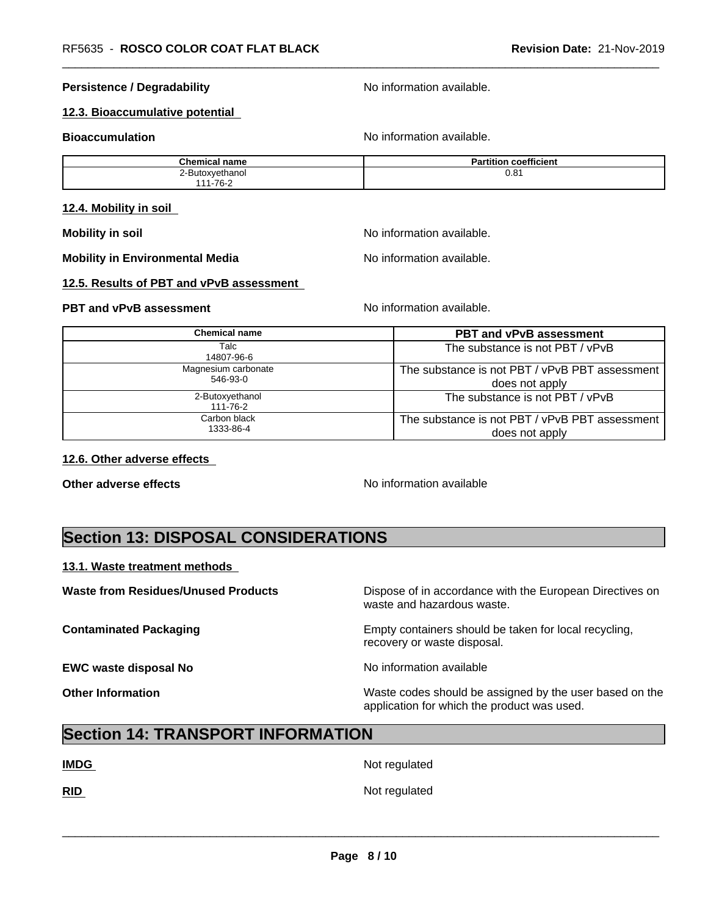**Persistence / Degradability** No information available.

### 12.3. Bioaccumulative potential

**Bioaccumulation** No information available.

| Chemical name | Partition coefficient |
| --- | --- |
| 2-Butoxyethanol<br>111-76-2 | 0.81 |

### 12.4. Mobility in soil

**Mobility in soil** No information available.

**Mobility in Environmental Media** No information available.

### 12.5. Results of PBT and vPvB assessment

**PBT and vPvB assessment** No information available.

| Chemical name | PBT and vPvB assessment |
| --- | --- |
| Talc<br>14807-96-6 | The substance is not PBT / vPvB |
| Magnesium carbonate<br>546-93-0 | The substance is not PBT / vPvB PBT assessment does not apply |
| 2-Butoxyethanol<br>111-76-2 | The substance is not PBT / vPvB |
| Carbon black<br>1333-86-4 | The substance is not PBT / vPvB PBT assessment does not apply |

### 12.6. Other adverse effects

**Other adverse effects** No information available

## Section 13: DISPOSAL CONSIDERATIONS

### 13.1. Waste treatment methods

**Waste from Residues/Unused Products** Dispose of in accordance with the European Directives on waste and hazardous waste.

**Contaminated Packaging** Empty containers should be taken for local recycling, recovery or waste disposal.

**EWC waste disposal No** No information available

**Other Information** Waste codes should be assigned by the user based on the application for which the product was used.

## Section 14: TRANSPORT INFORMATION

**IMDG** Not regulated

**RID** Not regulated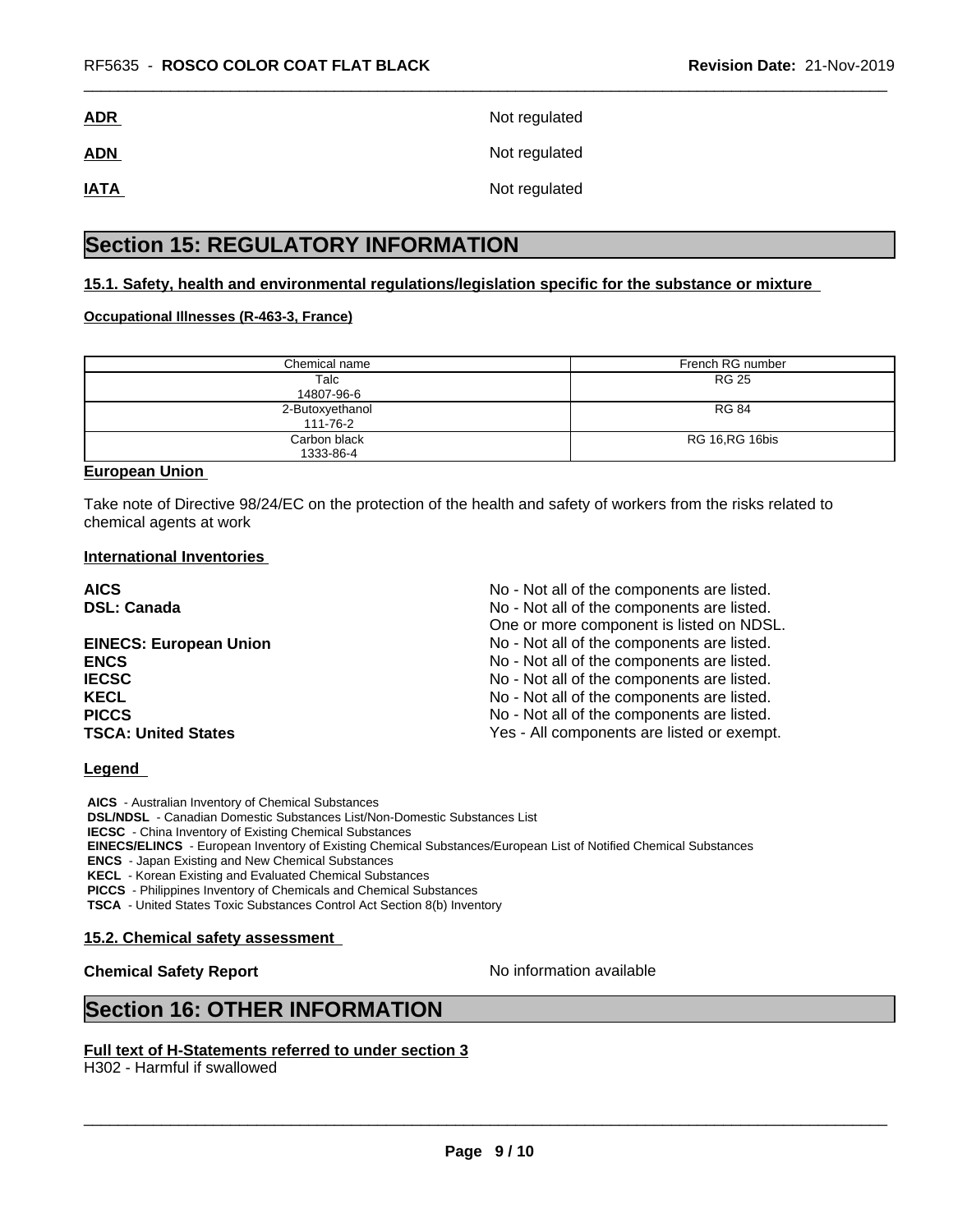| | |
|---|---|
| **ADR** | Not regulated |
| **ADN** | Not regulated |
| **IATA** | Not regulated |

# Section 15: REGULATORY INFORMATION

### 15.1. Safety, health and environmental regulations/legislation specific for the substance or mixture

**Occupational Illnesses (R-463-3, France)**

| Chemical name | French RG number |
|---|---|
| Talc<br>14807-96-6 | RG 25 |
| 2-Butoxyethanol<br>111-76-2 | RG 84 |
| Carbon black<br>1333-86-4 | RG 16,RG 16bis |

**European Union**

Take note of Directive 98/24/EC on the protection of the health and safety of workers from the risks related to chemical agents at work

**International Inventories**

| | |
|---|---|
| **AICS** | No - Not all of the components are listed. |
| **DSL: Canada** | No - Not all of the components are listed.<br>One or more component is listed on NDSL. |
| **EINECS: European Union** | No - Not all of the components are listed. |
| **ENCS** | No - Not all of the components are listed. |
| **IECSC** | No - Not all of the components are listed. |
| **KECL** | No - Not all of the components are listed. |
| **PICCS** | No - Not all of the components are listed. |
| **TSCA: United States** | Yes - All components are listed or exempt. |

**Legend**

**AICS** - Australian Inventory of Chemical Substances
**DSL/NDSL** - Canadian Domestic Substances List/Non-Domestic Substances List
**IECSC** - China Inventory of Existing Chemical Substances
**EINECS/ELINCS** - European Inventory of Existing Chemical Substances/European List of Notified Chemical Substances
**ENCS** - Japan Existing and New Chemical Substances
**KECL** - Korean Existing and Evaluated Chemical Substances
**PICCS** - Philippines Inventory of Chemicals and Chemical Substances
**TSCA** - United States Toxic Substances Control Act Section 8(b) Inventory

### 15.2. Chemical safety assessment

**Chemical Safety Report** No information available

# Section 16: OTHER INFORMATION

**Full text of H-Statements referred to under section 3**
H302 - Harmful if swallowed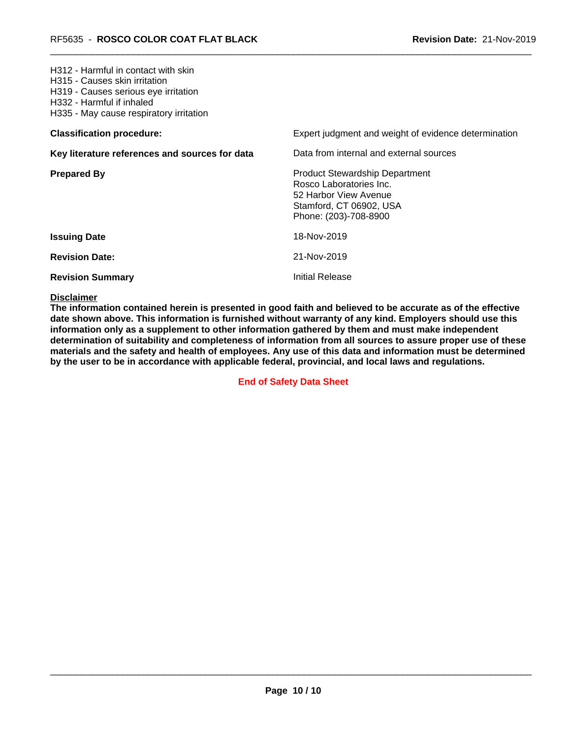H312 - Harmful in contact with skin
H315 - Causes skin irritation
H319 - Causes serious eye irritation
H332 - Harmful if inhaled
H335 - May cause respiratory irritation

| | |
|---|---|
| **Classification procedure:** | Expert judgment and weight of evidence determination |
| **Key literature references and sources for data** | Data from internal and external sources |
| **Prepared By** | Product Stewardship Department<br>Rosco Laboratories Inc.<br>52 Harbor View Avenue<br>Stamford, CT 06902, USA<br>Phone: (203)-708-8900 |
| **Issuing Date** | 18-Nov-2019 |
| **Revision Date:** | 21-Nov-2019 |
| **Revision Summary** | Initial Release |

**Disclaimer**

**The information contained herein is presented in good faith and believed to be accurate as of the effective date shown above. This information is furnished without warranty of any kind. Employers should use this information only as a supplement to other information gathered by them and must make independent determination of suitability and completeness of information from all sources to assure proper use of these materials and the safety and health of employees. Any use of this data and information must be determined by the user to be in accordance with applicable federal, provincial, and local laws and regulations.**

**End of Safety Data Sheet**